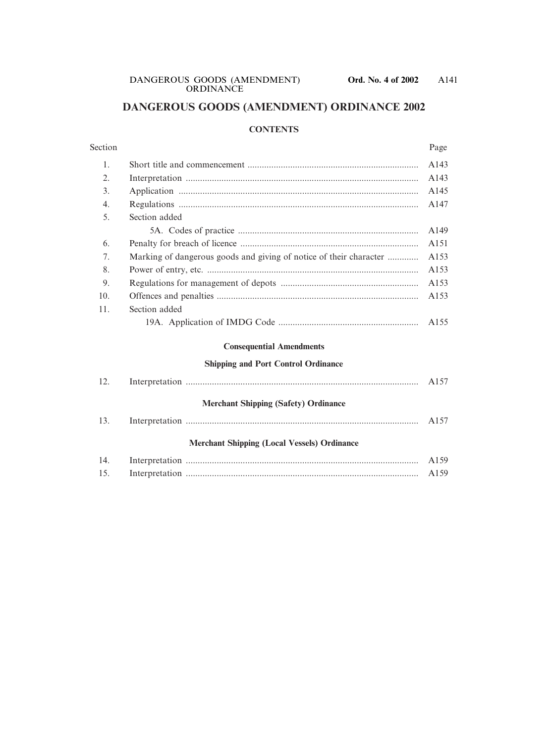# DANGEROUS GOODS (AMENDMENT) ORDINANCE 2002

## CONTENTS

| Section | | Page |
|---|---|---|
| 1. | Short title and commencement | A143 |
| 2. | Interpretation | A143 |
| 3. | Application | A145 |
| 4. | Regulations | A147 |
| 5. | Section added | |
| | 5A. Codes of practice | A149 |
| 6. | Penalty for breach of licence | A151 |
| 7. | Marking of dangerous goods and giving of notice of their character | A153 |
| 8. | Power of entry, etc. | A153 |
| 9. | Regulations for management of depots | A153 |
| 10. | Offences and penalties | A153 |
| 11. | Section added | |
| | 19A. Application of IMDG Code | A155 |

### Consequential Amendments

#### Shipping and Port Control Ordinance

| Section | | Page |
|---|---|---|
| 12. | Interpretation | A157 |

#### Merchant Shipping (Safety) Ordinance

| Section | | Page |
|---|---|---|
| 13. | Interpretation | A157 |

#### Merchant Shipping (Local Vessels) Ordinance

| Section | | Page |
|---|---|---|
| 14. | Interpretation | A159 |
| 15. | Interpretation | A159 |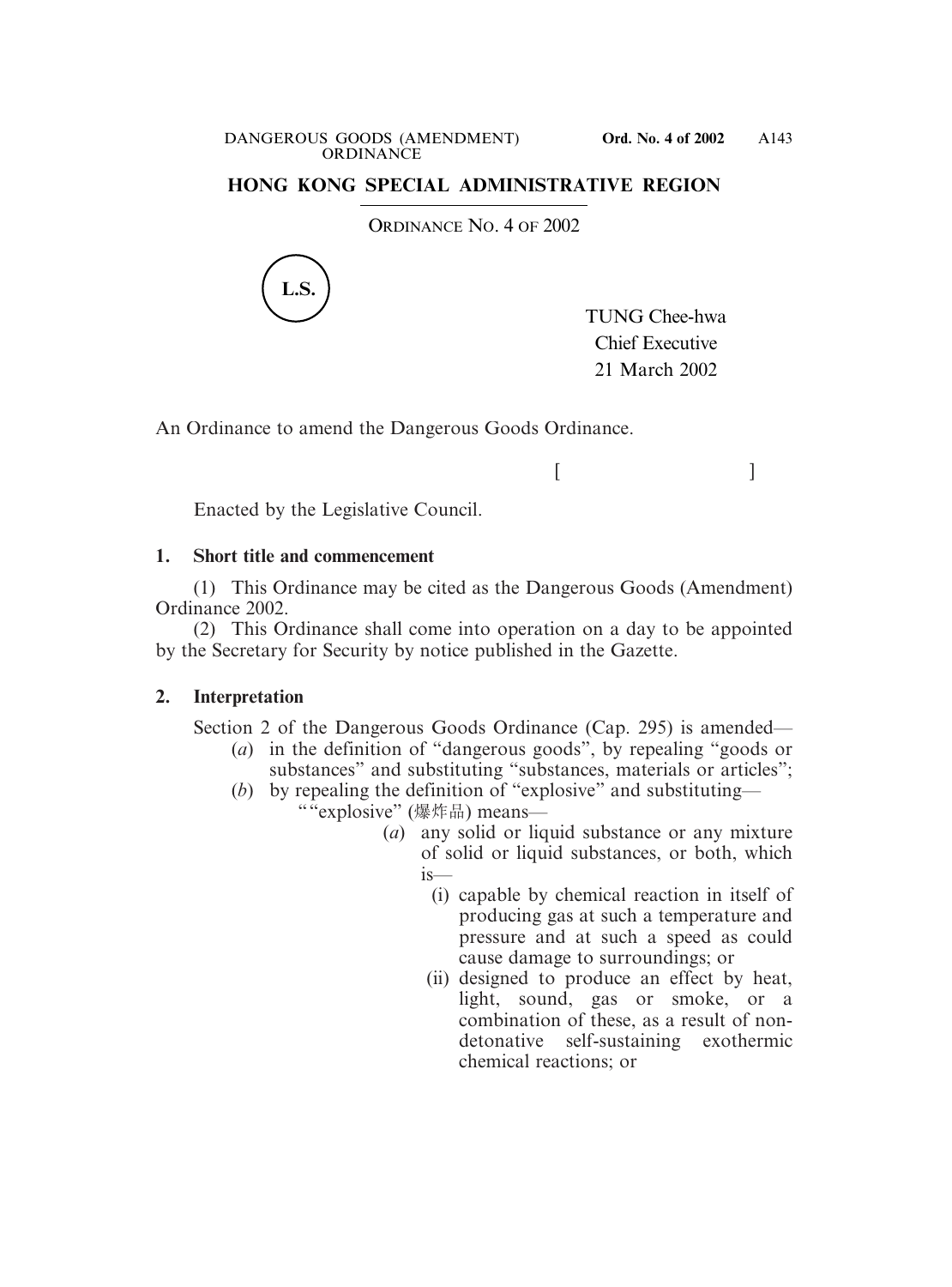# HONG KONG SPECIAL ADMINISTRATIVE REGION

ORDINANCE NO. 4 OF 2002

L.S.

TUNG Chee-hwa
Chief Executive
21 March 2002

An Ordinance to amend the Dangerous Goods Ordinance.

[ ]

Enacted by the Legislative Council.

**1. Short title and commencement**

(1) This Ordinance may be cited as the Dangerous Goods (Amendment) Ordinance 2002.

(2) This Ordinance shall come into operation on a day to be appointed by the Secretary for Security by notice published in the Gazette.

**2. Interpretation**

Section 2 of the Dangerous Goods Ordinance (Cap. 295) is amended—

(*a*) in the definition of "dangerous goods", by repealing "goods or substances" and substituting "substances, materials or articles";

(*b*) by repealing the definition of "explosive" and substituting—

""explosive" (爆炸品) means—

(*a*) any solid or liquid substance or any mixture of solid or liquid substances, or both, which is—

(i) capable by chemical reaction in itself of producing gas at such a temperature and pressure and at such a speed as could cause damage to surroundings; or

(ii) designed to produce an effect by heat, light, sound, gas or smoke, or a combination of these, as a result of non-detonative self-sustaining exothermic chemical reactions; or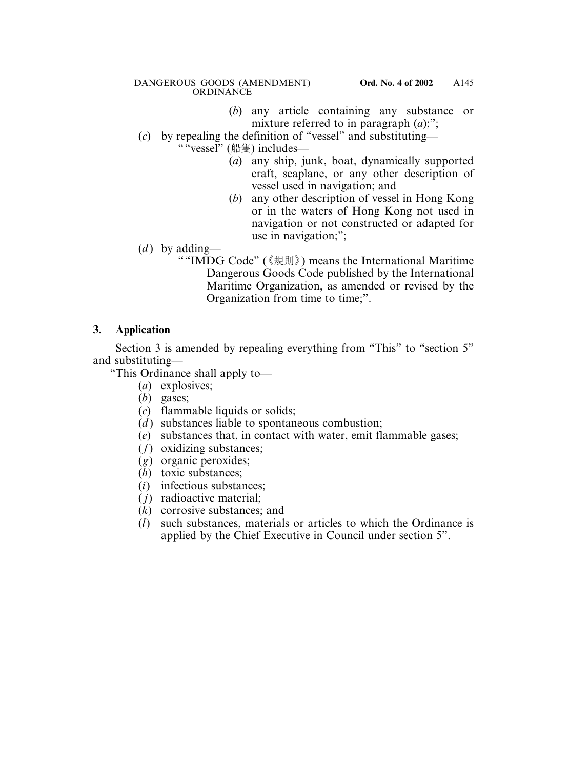(*b*) any article containing any substance or mixture referred to in paragraph (*a*);";

(*c*) by repealing the definition of "vessel" and substituting—

""vessel" (船隻) includes—

(*a*) any ship, junk, boat, dynamically supported craft, seaplane, or any other description of vessel used in navigation; and

(*b*) any other description of vessel in Hong Kong or in the waters of Hong Kong not used in navigation or not constructed or adapted for use in navigation;";

(*d*) by adding—

""IMDG Code" (《規則》) means the International Maritime Dangerous Goods Code published by the International Maritime Organization, as amended or revised by the Organization from time to time;".

**3. Application**

Section 3 is amended by repealing everything from "This" to "section 5" and substituting—

"This Ordinance shall apply to—

(*a*) explosives;

(*b*) gases;

(*c*) flammable liquids or solids;

(*d*) substances liable to spontaneous combustion;

(*e*) substances that, in contact with water, emit flammable gases;

(*f*) oxidizing substances;

(*g*) organic peroxides;

(*h*) toxic substances;

(*i*) infectious substances;

(*j*) radioactive material;

(*k*) corrosive substances; and

(*l*) such substances, materials or articles to which the Ordinance is applied by the Chief Executive in Council under section 5".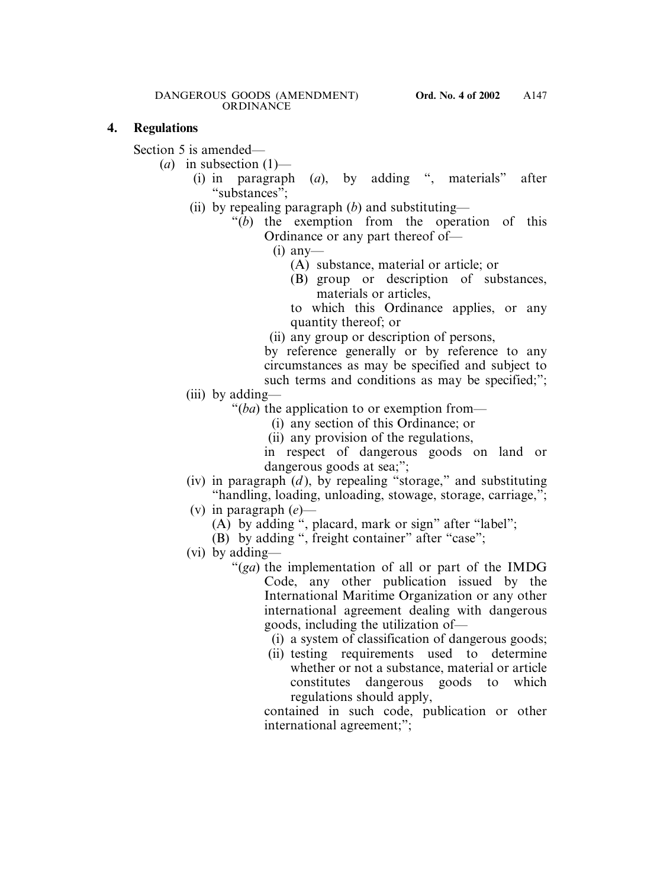## 4. Regulations

Section 5 is amended—

(*a*) in subsection (1)—

(i) in paragraph (*a*), by adding ", materials" after "substances";

(ii) by repealing paragraph (*b*) and substituting—

"(*b*) the exemption from the operation of this Ordinance or any part thereof of—

(i) any—

(A) substance, material or article; or

(B) group or description of substances, materials or articles,

to which this Ordinance applies, or any quantity thereof; or

(ii) any group or description of persons,

by reference generally or by reference to any circumstances as may be specified and subject to such terms and conditions as may be specified;";

(iii) by adding—

"(*ba*) the application to or exemption from—

(i) any section of this Ordinance; or

(ii) any provision of the regulations,

in respect of dangerous goods on land or dangerous goods at sea;";

(iv) in paragraph (*d*), by repealing "storage," and substituting "handling, loading, unloading, stowage, storage, carriage,";

(v) in paragraph (*e*)—

(A) by adding ", placard, mark or sign" after "label";

(B) by adding ", freight container" after "case";

(vi) by adding—

"(*ga*) the implementation of all or part of the IMDG Code, any other publication issued by the International Maritime Organization or any other international agreement dealing with dangerous goods, including the utilization of—

(i) a system of classification of dangerous goods;

(ii) testing requirements used to determine whether or not a substance, material or article constitutes dangerous goods to which regulations should apply,

contained in such code, publication or other international agreement;";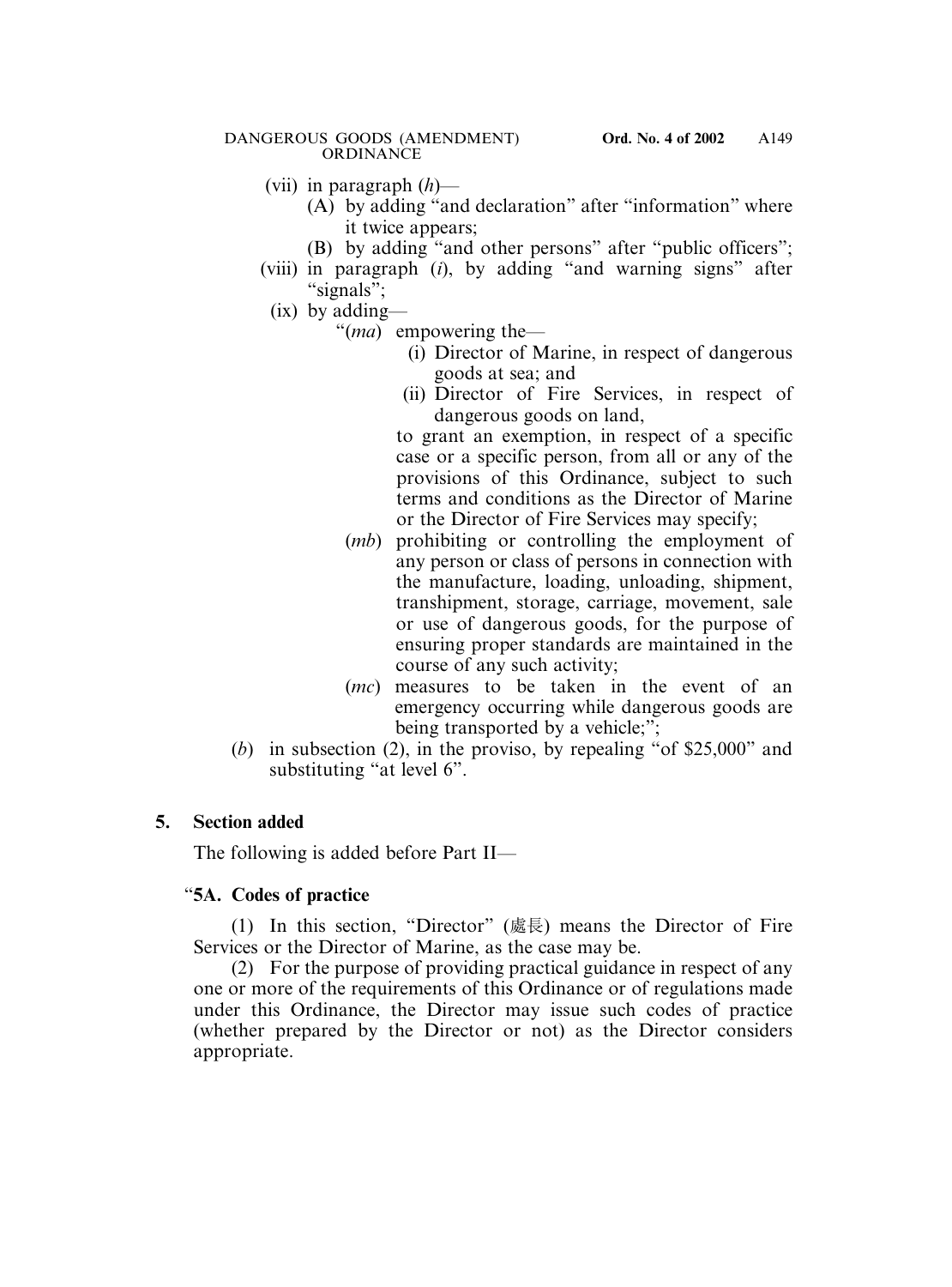(vii) in paragraph (*h*)—

(A) by adding "and declaration" after "information" where it twice appears;

(B) by adding "and other persons" after "public officers";

(viii) in paragraph (*i*), by adding "and warning signs" after "signals";

(ix) by adding—

"(*ma*) empowering the—

(i) Director of Marine, in respect of dangerous goods at sea; and

(ii) Director of Fire Services, in respect of dangerous goods on land,

to grant an exemption, in respect of a specific case or a specific person, from all or any of the provisions of this Ordinance, subject to such terms and conditions as the Director of Marine or the Director of Fire Services may specify;

(*mb*) prohibiting or controlling the employment of any person or class of persons in connection with the manufacture, loading, unloading, shipment, transhipment, storage, carriage, movement, sale or use of dangerous goods, for the purpose of ensuring proper standards are maintained in the course of any such activity;

(*mc*) measures to be taken in the event of an emergency occurring while dangerous goods are being transported by a vehicle;";

(*b*) in subsection (2), in the proviso, by repealing "of $25,000" and substituting "at level 6".

**5. Section added**

The following is added before Part II—

"**5A. Codes of practice**

(1) In this section, "Director" (處長) means the Director of Fire Services or the Director of Marine, as the case may be.

(2) For the purpose of providing practical guidance in respect of any one or more of the requirements of this Ordinance or of regulations made under this Ordinance, the Director may issue such codes of practice (whether prepared by the Director or not) as the Director considers appropriate.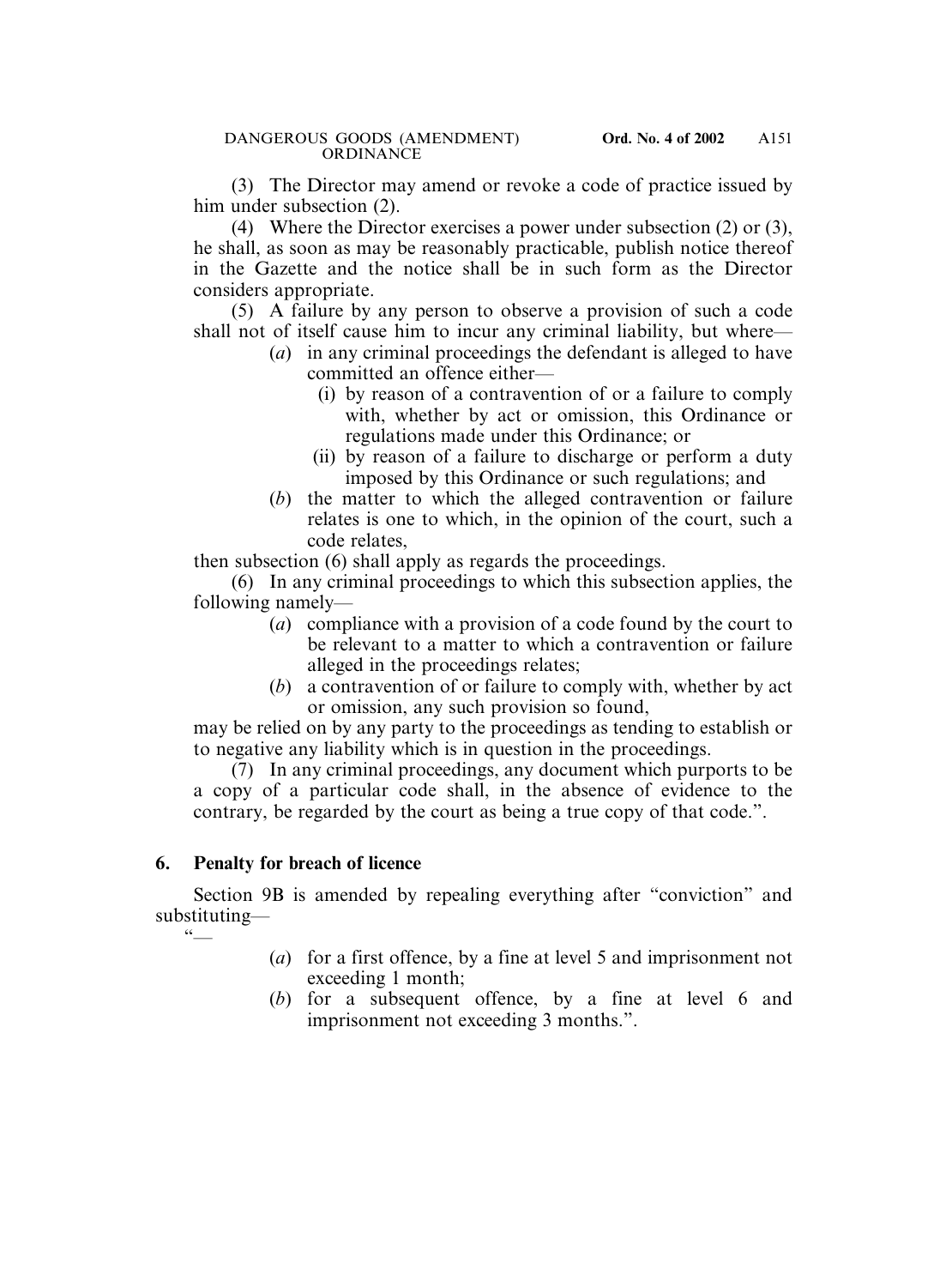(3) The Director may amend or revoke a code of practice issued by him under subsection (2).

(4) Where the Director exercises a power under subsection (2) or (3), he shall, as soon as may be reasonably practicable, publish notice thereof in the Gazette and the notice shall be in such form as the Director considers appropriate.

(5) A failure by any person to observe a provision of such a code shall not of itself cause him to incur any criminal liability, but where—

- (*a*) in any criminal proceedings the defendant is alleged to have committed an offence either—
  - (i) by reason of a contravention of or a failure to comply with, whether by act or omission, this Ordinance or regulations made under this Ordinance; or
  - (ii) by reason of a failure to discharge or perform a duty imposed by this Ordinance or such regulations; and
- (*b*) the matter to which the alleged contravention or failure relates is one to which, in the opinion of the court, such a code relates,

then subsection (6) shall apply as regards the proceedings.

(6) In any criminal proceedings to which this subsection applies, the following namely—

- (*a*) compliance with a provision of a code found by the court to be relevant to a matter to which a contravention or failure alleged in the proceedings relates;
- (*b*) a contravention of or failure to comply with, whether by act or omission, any such provision so found,

may be relied on by any party to the proceedings as tending to establish or to negative any liability which is in question in the proceedings.

(7) In any criminal proceedings, any document which purports to be a copy of a particular code shall, in the absence of evidence to the contrary, be regarded by the court as being a true copy of that code.".

## 6. Penalty for breach of licence

Section 9B is amended by repealing everything after "conviction" and substituting—

"—

- (*a*) for a first offence, by a fine at level 5 and imprisonment not exceeding 1 month;
- (*b*) for a subsequent offence, by a fine at level 6 and imprisonment not exceeding 3 months.".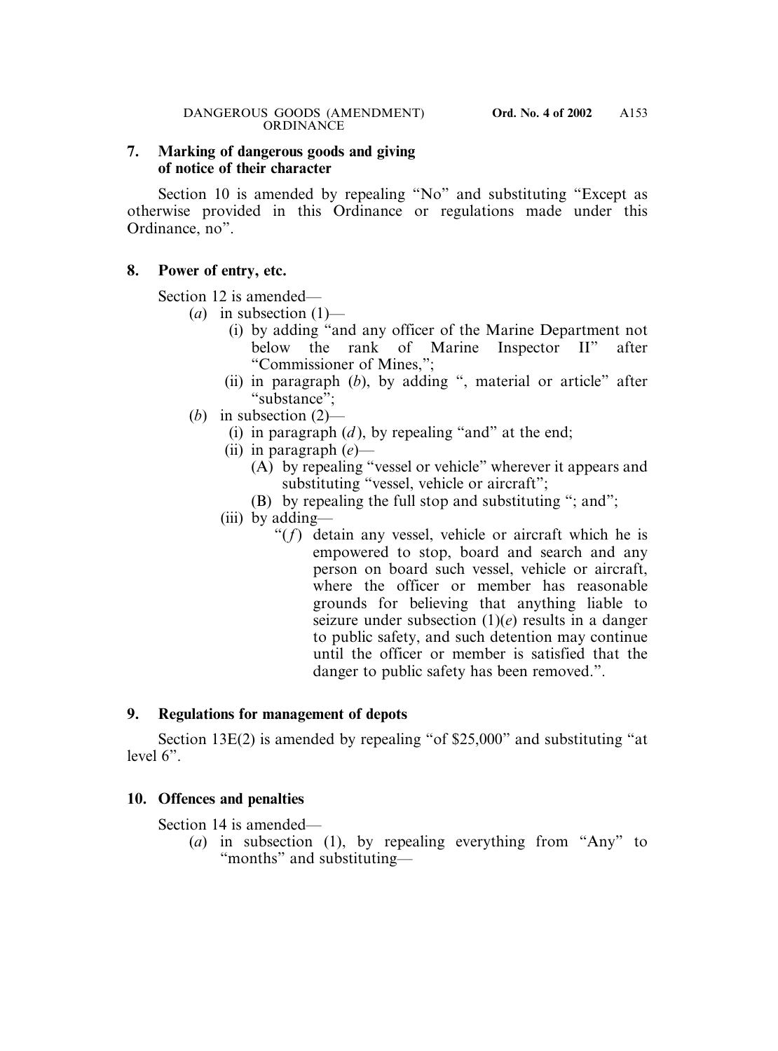### 7. Marking of dangerous goods and giving of notice of their character

Section 10 is amended by repealing "No" and substituting "Except as otherwise provided in this Ordinance or regulations made under this Ordinance, no".

### 8. Power of entry, etc.

Section 12 is amended—

(*a*) in subsection (1)—

(i) by adding "and any officer of the Marine Department not below the rank of Marine Inspector II" after "Commissioner of Mines,";

(ii) in paragraph (*b*), by adding ", material or article" after "substance";

(*b*) in subsection (2)—

(i) in paragraph (*d*), by repealing "and" at the end;

(ii) in paragraph (*e*)—

(A) by repealing "vessel or vehicle" wherever it appears and substituting "vessel, vehicle or aircraft";

(B) by repealing the full stop and substituting "; and";

(iii) by adding—

"(*f*) detain any vessel, vehicle or aircraft which he is empowered to stop, board and search and any person on board such vessel, vehicle or aircraft, where the officer or member has reasonable grounds for believing that anything liable to seizure under subsection (1)(*e*) results in a danger to public safety, and such detention may continue until the officer or member is satisfied that the danger to public safety has been removed.".

### 9. Regulations for management of depots

Section 13E(2) is amended by repealing "of $25,000" and substituting "at level 6".

### 10. Offences and penalties

Section 14 is amended—

(*a*) in subsection (1), by repealing everything from "Any" to "months" and substituting—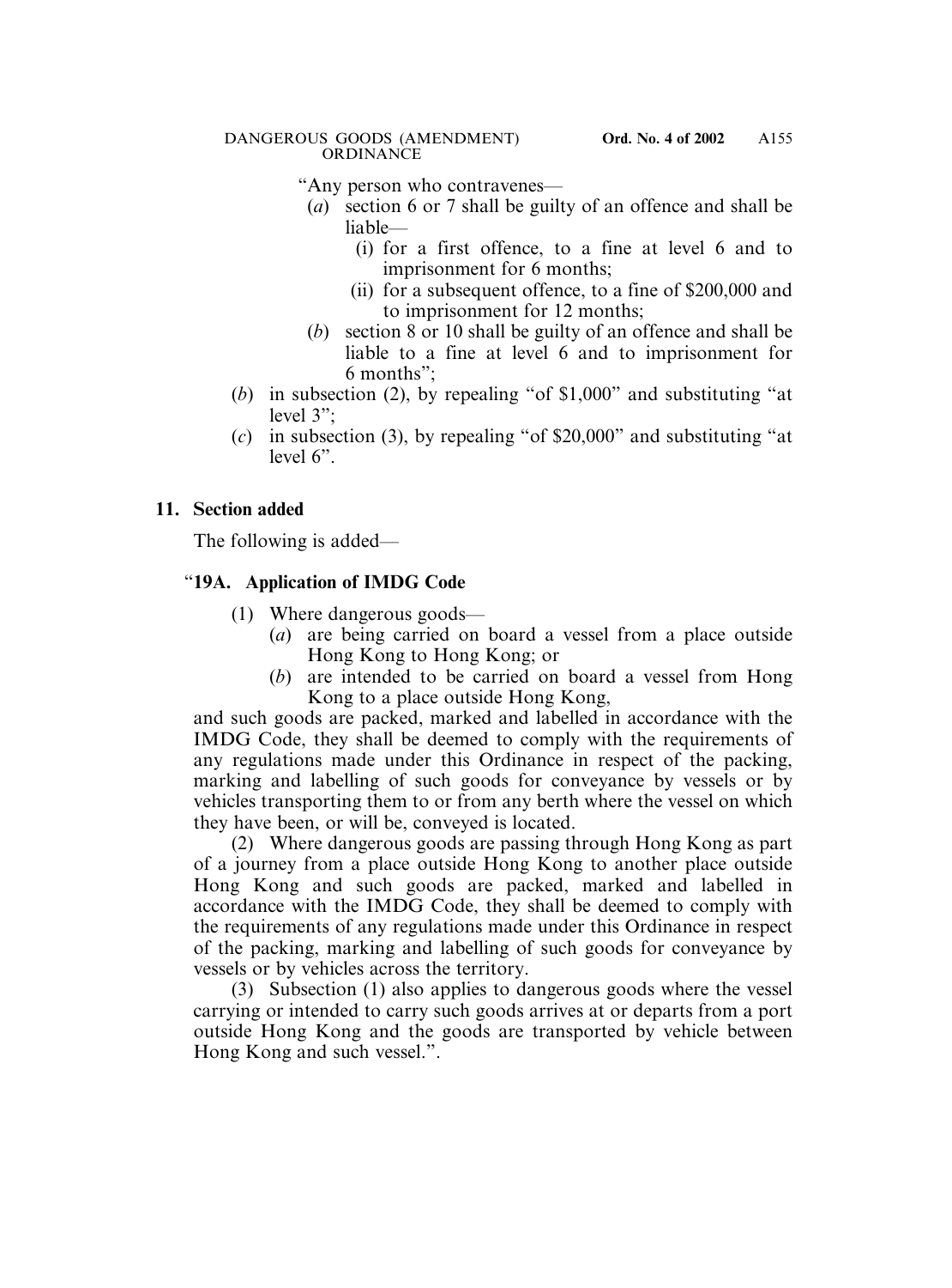"Any person who contravenes—

(a) section 6 or 7 shall be guilty of an offence and shall be liable—

(i) for a first offence, to a fine at level 6 and to imprisonment for 6 months;

(ii) for a subsequent offence, to a fine of $200,000 and to imprisonment for 12 months;

(b) section 8 or 10 shall be guilty of an offence and shall be liable to a fine at level 6 and to imprisonment for 6 months";

(b) in subsection (2), by repealing "of $1,000" and substituting "at level 3";

(c) in subsection (3), by repealing "of $20,000" and substituting "at level 6".

## 11. Section added

The following is added—

### "19A. Application of IMDG Code

(1) Where dangerous goods—

(a) are being carried on board a vessel from a place outside Hong Kong to Hong Kong; or

(b) are intended to be carried on board a vessel from Hong Kong to a place outside Hong Kong,

and such goods are packed, marked and labelled in accordance with the IMDG Code, they shall be deemed to comply with the requirements of any regulations made under this Ordinance in respect of the packing, marking and labelling of such goods for conveyance by vessels or by vehicles transporting them to or from any berth where the vessel on which they have been, or will be, conveyed is located.

(2) Where dangerous goods are passing through Hong Kong as part of a journey from a place outside Hong Kong to another place outside Hong Kong and such goods are packed, marked and labelled in accordance with the IMDG Code, they shall be deemed to comply with the requirements of any regulations made under this Ordinance in respect of the packing, marking and labelling of such goods for conveyance by vessels or by vehicles across the territory.

(3) Subsection (1) also applies to dangerous goods where the vessel carrying or intended to carry such goods arrives at or departs from a port outside Hong Kong and the goods are transported by vehicle between Hong Kong and such vessel.".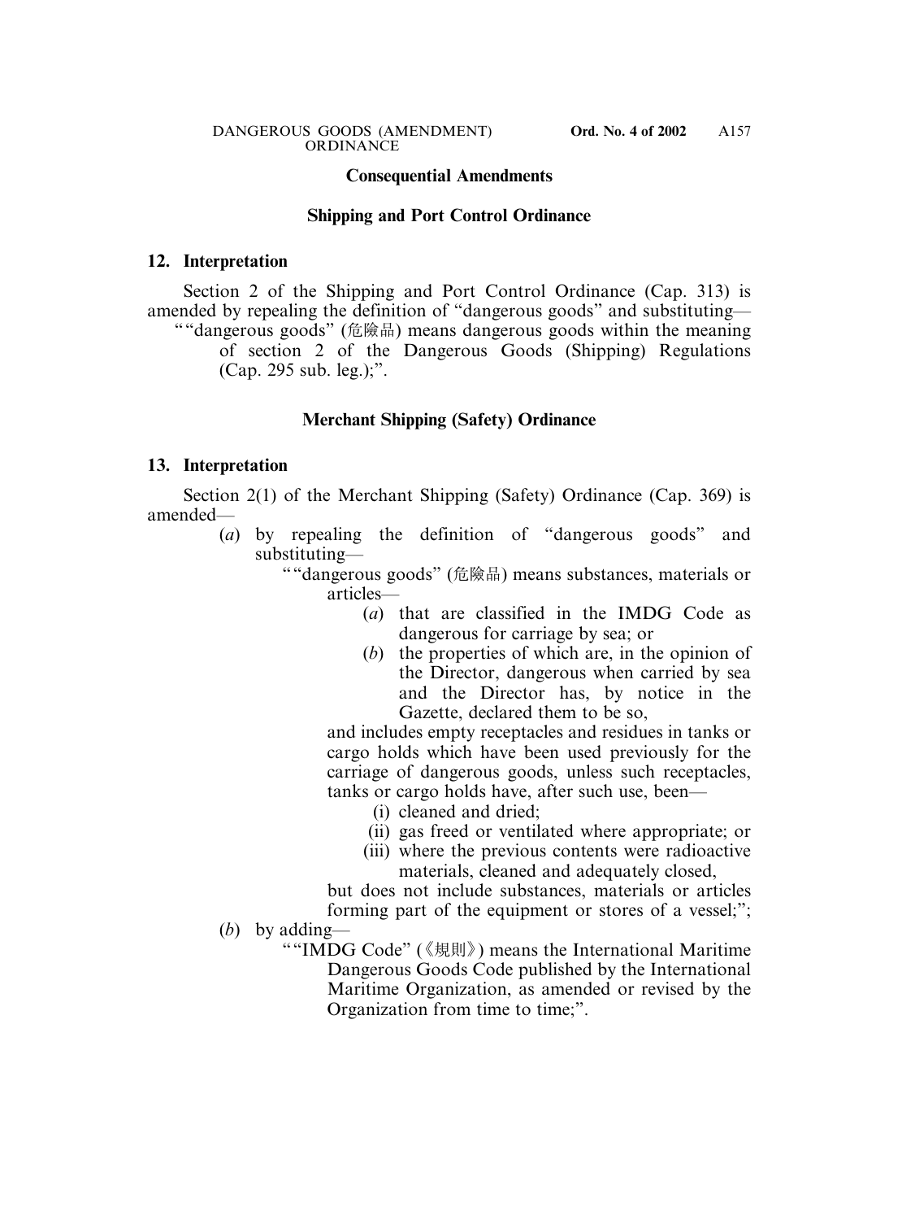## Consequential Amendments

### Shipping and Port Control Ordinance

**12. Interpretation**

Section 2 of the Shipping and Port Control Ordinance (Cap. 313) is amended by repealing the definition of "dangerous goods" and substituting—

""dangerous goods" (危險品) means dangerous goods within the meaning of section 2 of the Dangerous Goods (Shipping) Regulations (Cap. 295 sub. leg.);".

### Merchant Shipping (Safety) Ordinance

**13. Interpretation**

Section 2(1) of the Merchant Shipping (Safety) Ordinance (Cap. 369) is amended—

(*a*) by repealing the definition of "dangerous goods" and substituting—

""dangerous goods" (危險品) means substances, materials or articles—

(*a*) that are classified in the IMDG Code as dangerous for carriage by sea; or

(*b*) the properties of which are, in the opinion of the Director, dangerous when carried by sea and the Director has, by notice in the Gazette, declared them to be so,

and includes empty receptacles and residues in tanks or cargo holds which have been used previously for the carriage of dangerous goods, unless such receptacles, tanks or cargo holds have, after such use, been—

(i) cleaned and dried;

(ii) gas freed or ventilated where appropriate; or

(iii) where the previous contents were radioactive materials, cleaned and adequately closed,

but does not include substances, materials or articles forming part of the equipment or stores of a vessel;";

(*b*) by adding—

""IMDG Code" (《規則》) means the International Maritime Dangerous Goods Code published by the International Maritime Organization, as amended or revised by the Organization from time to time;".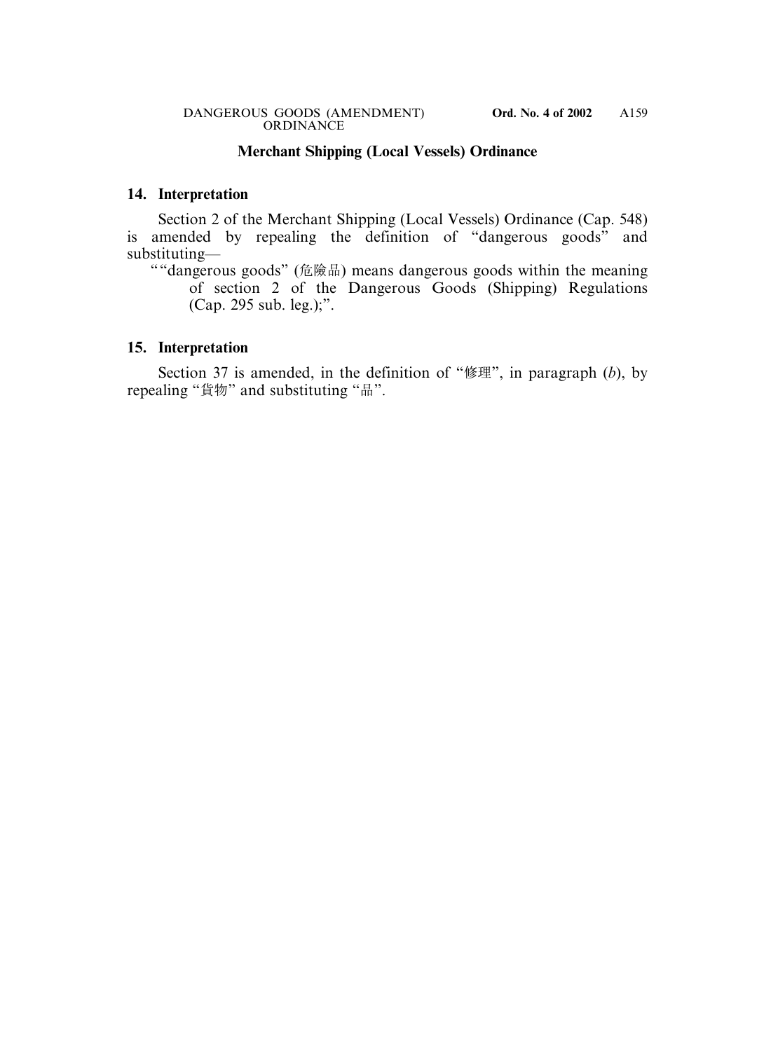## Merchant Shipping (Local Vessels) Ordinance

### 14. Interpretation

Section 2 of the Merchant Shipping (Local Vessels) Ordinance (Cap. 548) is amended by repealing the definition of "dangerous goods" and substituting—

""dangerous goods" (危險品) means dangerous goods within the meaning of section 2 of the Dangerous Goods (Shipping) Regulations (Cap. 295 sub. leg.);".

### 15. Interpretation

Section 37 is amended, in the definition of "修理", in paragraph (*b*), by repealing "貨物" and substituting "品".